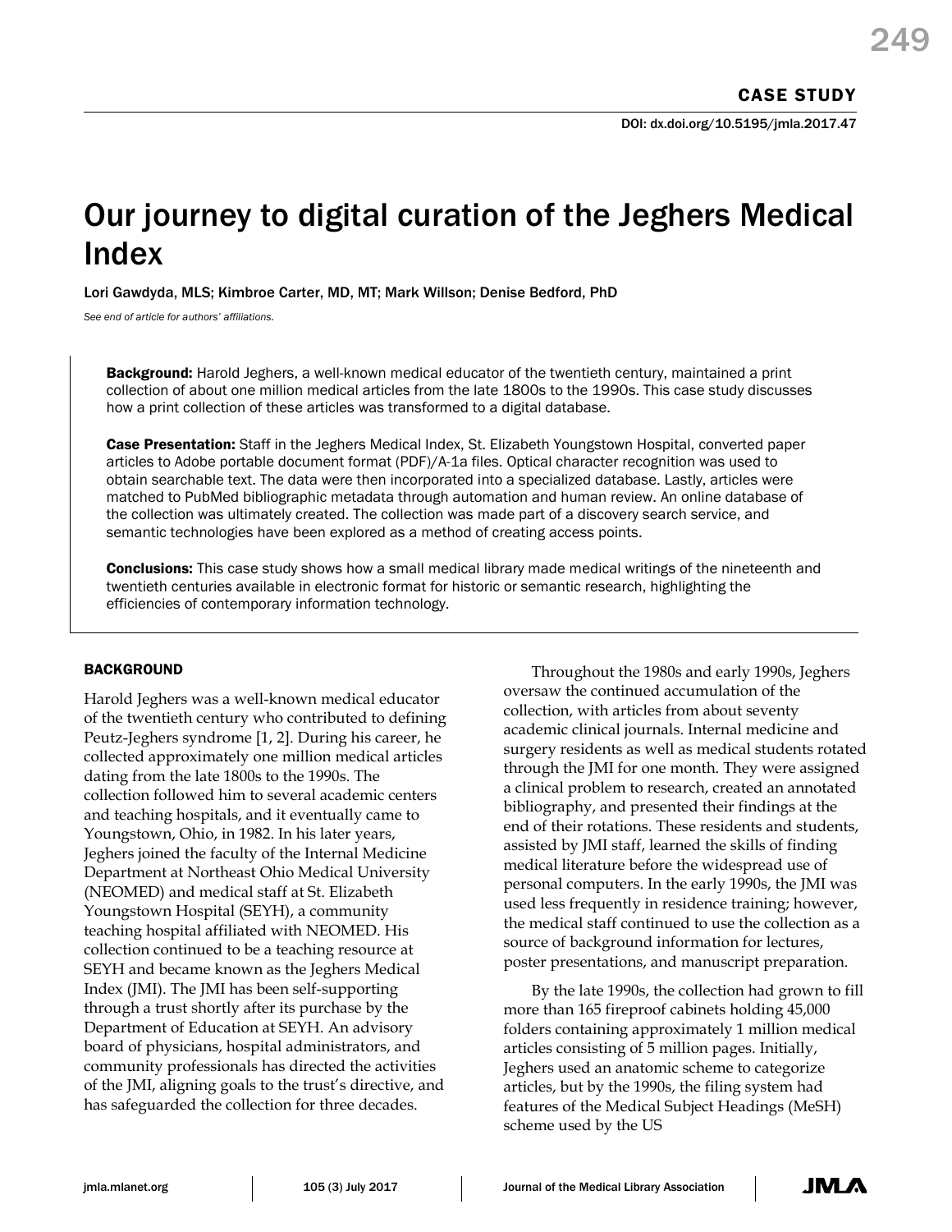CASE STUDY

DOI: dx.doi.org/10.5195/jmla.2017.47

# Our journey to digital curation of the Jeghers Medical Index

Lori Gawdyda, MLS; Kimbroe Carter, MD, MT; Mark Willson; Denise Bedford, PhD

*See end of article for authors' affiliations.*

**Background:** Harold Jeghers, a well-known medical educator of the twentieth century, maintained a print collection of about one million medical articles from the late 1800s to the 1990s. This case study discusses how a print collection of these articles was transformed to a digital database.

**Case Presentation:** Staff in the Jeghers Medical Index, St. Elizabeth Youngstown Hospital, converted paper articles to Adobe portable document format (PDF)/A-1a files. Optical character recognition was used to obtain searchable text. The data were then incorporated into a specialized database. Lastly, articles were matched to PubMed bibliographic metadata through automation and human review. An online database of the collection was ultimately created. The collection was made part of a discovery search service, and semantic technologies have been explored as a method of creating access points.

**Conclusions:** This case study shows how a small medical library made medical writings of the nineteenth and twentieth centuries available in electronic format for historic or semantic research, highlighting the efficiencies of contemporary information technology.

## BACKGROUND

Harold Jeghers was a well-known medical educator of the twentieth century who contributed to defining Peutz-Jeghers syndrome [1, 2]. During his career, he collected approximately one million medical articles dating from the late 1800s to the 1990s. The collection followed him to several academic centers and teaching hospitals, and it eventually came to Youngstown, Ohio, in 1982. In his later years, Jeghers joined the faculty of the Internal Medicine Department at Northeast Ohio Medical University (NEOMED) and medical staff at St. Elizabeth Youngstown Hospital (SEYH), a community teaching hospital affiliated with NEOMED. His collection continued to be a teaching resource at SEYH and became known as the Jeghers Medical Index (JMI). The JMI has been self-supporting through a trust shortly after its purchase by the Department of Education at SEYH. An advisory board of physicians, hospital administrators, and community professionals has directed the activities of the JMI, aligning goals to the trust's directive, and has safeguarded the collection for three decades.

Throughout the 1980s and early 1990s, Jeghers oversaw the continued accumulation of the collection, with articles from about seventy academic clinical journals. Internal medicine and surgery residents as well as medical students rotated through the JMI for one month. They were assigned a clinical problem to research, created an annotated bibliography, and presented their findings at the end of their rotations. These residents and students, assisted by JMI staff, learned the skills of finding medical literature before the widespread use of personal computers. In the early 1990s, the JMI was used less frequently in residence training; however, the medical staff continued to use the collection as a source of background information for lectures, poster presentations, and manuscript preparation.

By the late 1990s, the collection had grown to fill more than 165 fireproof cabinets holding 45,000 folders containing approximately 1 million medical articles consisting of 5 million pages. Initially, Jeghers used an anatomic scheme to categorize articles, but by the 1990s, the filing system had features of the Medical Subject Headings (MeSH) scheme used by the US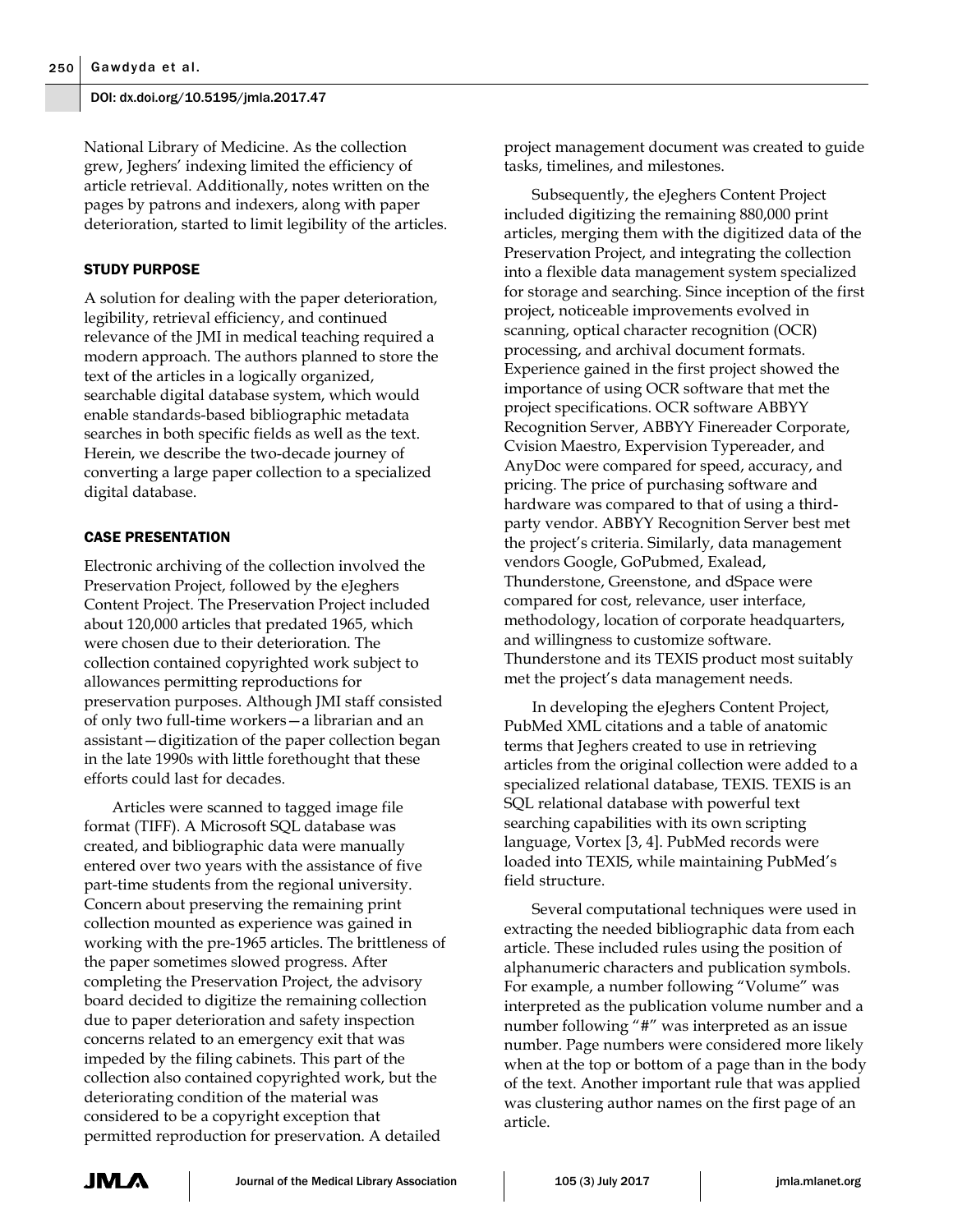National Library of Medicine. As the collection grew, Jeghers' indexing limited the efficiency of article retrieval. Additionally, notes written on the pages by patrons and indexers, along with paper deterioration, started to limit legibility of the articles.

## STUDY PURPOSE

A solution for dealing with the paper deterioration, legibility, retrieval efficiency, and continued relevance of the JMI in medical teaching required a modern approach. The authors planned to store the text of the articles in a logically organized, searchable digital database system, which would enable standards-based bibliographic metadata searches in both specific fields as well as the text. Herein, we describe the two-decade journey of converting a large paper collection to a specialized digital database.

## CASE PRESENTATION

Electronic archiving of the collection involved the Preservation Project, followed by the eJeghers Content Project. The Preservation Project included about 120,000 articles that predated 1965, which were chosen due to their deterioration. The collection contained copyrighted work subject to allowances permitting reproductions for preservation purposes. Although JMI staff consisted of only two full-time workers—a librarian and an assistant—digitization of the paper collection began in the late 1990s with little forethought that these efforts could last for decades.

Articles were scanned to tagged image file format (TIFF). A Microsoft SQL database was created, and bibliographic data were manually entered over two years with the assistance of five part-time students from the regional university. Concern about preserving the remaining print collection mounted as experience was gained in working with the pre-1965 articles. The brittleness of the paper sometimes slowed progress. After completing the Preservation Project, the advisory board decided to digitize the remaining collection due to paper deterioration and safety inspection concerns related to an emergency exit that was impeded by the filing cabinets. This part of the collection also contained copyrighted work, but the deteriorating condition of the material was considered to be a copyright exception that permitted reproduction for preservation. A detailed project management document was created to guide tasks, timelines, and milestones.

Subsequently, the eJeghers Content Project included digitizing the remaining 880,000 print articles, merging them with the digitized data of the Preservation Project, and integrating the collection into a flexible data management system specialized for storage and searching. Since inception of the first project, noticeable improvements evolved in scanning, optical character recognition (OCR) processing, and archival document formats. Experience gained in the first project showed the importance of using OCR software that met the project specifications. OCR software ABBYY Recognition Server, ABBYY Finereader Corporate, Cvision Maestro, Expervision Typereader, and AnyDoc were compared for speed, accuracy, and pricing. The price of purchasing software and hardware was compared to that of using a third-party vendor. ABBYY Recognition Server best met the project's criteria. Similarly, data management vendors Google, GoPubmed, Exalead, Thunderstone, Greenstone, and dSpace were compared for cost, relevance, user interface, methodology, location of corporate headquarters, and willingness to customize software. Thunderstone and its TEXIS product most suitably met the project's data management needs.

In developing the eJeghers Content Project, PubMed XML citations and a table of anatomic terms that Jeghers created to use in retrieving articles from the original collection were added to a specialized relational database, TEXIS. TEXIS is an SQL relational database with powerful text searching capabilities with its own scripting language, Vortex [3, 4]. PubMed records were loaded into TEXIS, while maintaining PubMed's field structure.

Several computational techniques were used in extracting the needed bibliographic data from each article. These included rules using the position of alphanumeric characters and publication symbols. For example, a number following "Volume" was interpreted as the publication volume number and a number following "#" was interpreted as an issue number. Page numbers were considered more likely when at the top or bottom of a page than in the body of the text. Another important rule that was applied was clustering author names on the first page of an article.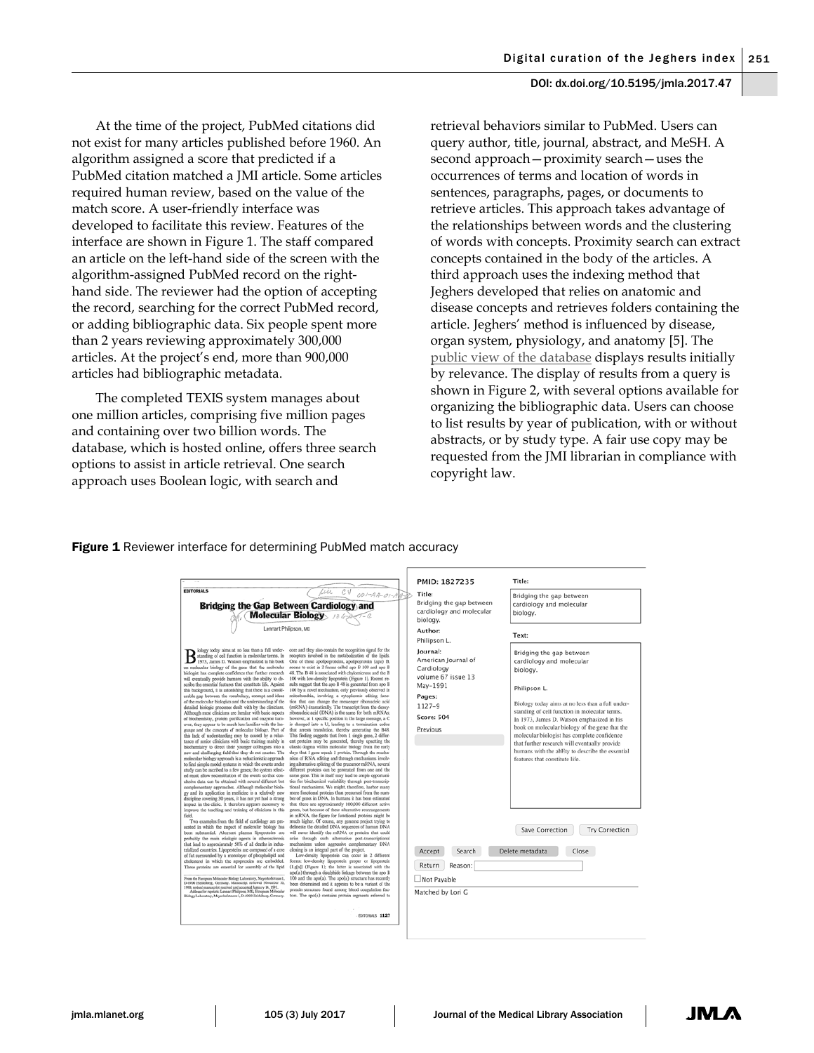At the time of the project, PubMed citations did not exist for many articles published before 1960. An algorithm assigned a score that predicted if a PubMed citation matched a JMI article. Some articles required human review, based on the value of the match score. A user-friendly interface was developed to facilitate this review. Features of the interface are shown in Figure 1. The staff compared an article on the left-hand side of the screen with the algorithm-assigned PubMed record on the right-hand side. The reviewer had the option of accepting the record, searching for the correct PubMed record, or adding bibliographic data. Six people spent more than 2 years reviewing approximately 300,000 articles. At the project's end, more than 900,000 articles had bibliographic metadata.

The completed TEXIS system manages about one million articles, comprising five million pages and containing over two billion words. The database, which is hosted online, offers three search options to assist in article retrieval. One search approach uses Boolean logic, with search and retrieval behaviors similar to PubMed. Users can query author, title, journal, abstract, and MeSH. A second approach—proximity search—uses the occurrences of terms and location of words in sentences, paragraphs, pages, or documents to retrieve articles. This approach takes advantage of the relationships between words and the clustering of words with concepts. Proximity search can extract concepts contained in the body of the articles. A third approach uses the indexing method that Jeghers developed that relies on anatomic and disease concepts and retrieves folders containing the article. Jeghers' method is influenced by disease, organ system, physiology, and anatomy [5]. The public view of the database displays results initially by relevance. The display of results from a query is shown in Figure 2, with several options available for organizing the bibliographic data. Users can choose to list results by year of publication, with or without abstracts, or by study type. A fair use copy may be requested from the JMI librarian in compliance with copyright law.

**Figure 1** Reviewer interface for determining PubMed match accuracy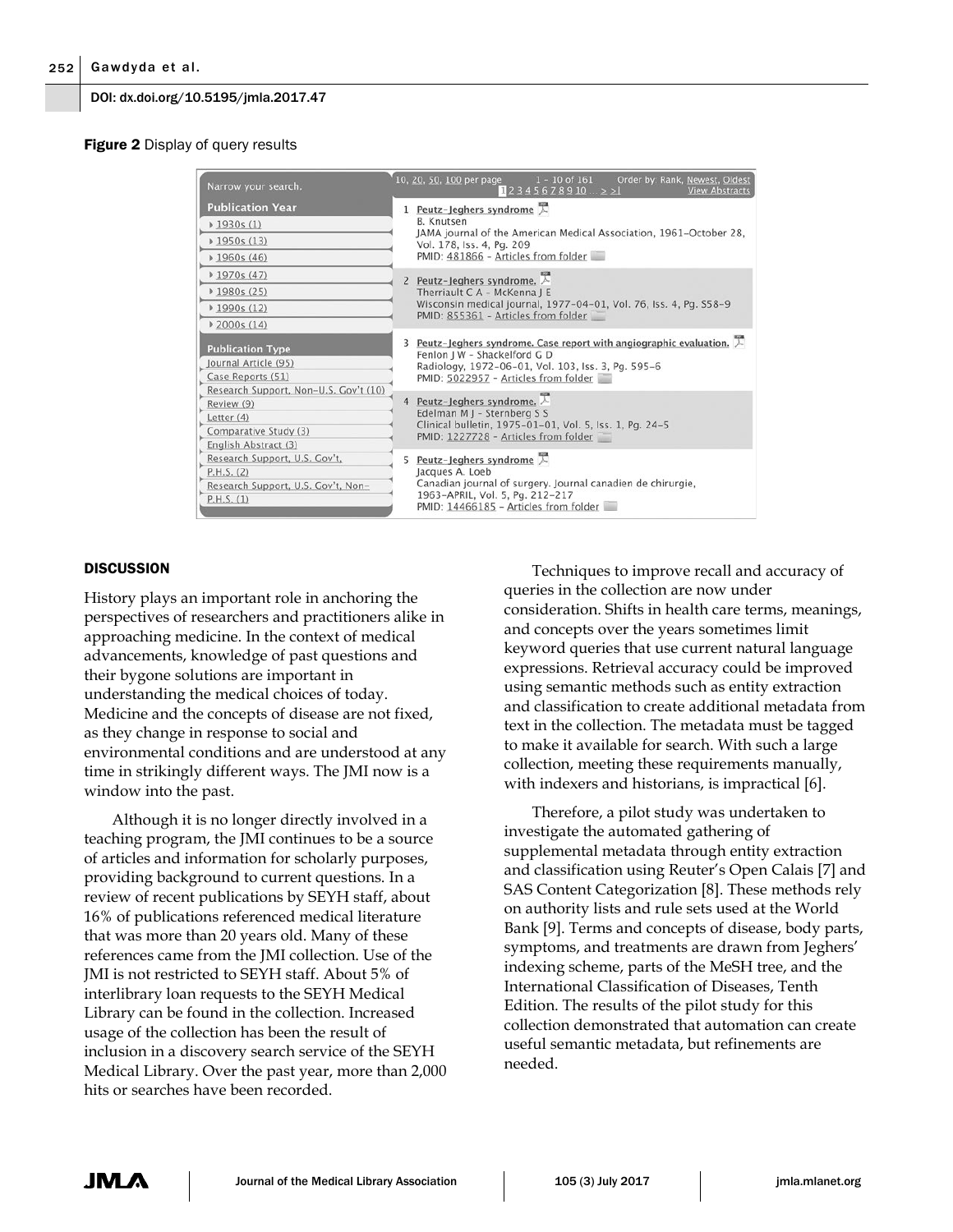**Figure 2** Display of query results

## DISCUSSION

History plays an important role in anchoring the perspectives of researchers and practitioners alike in approaching medicine. In the context of medical advancements, knowledge of past questions and their bygone solutions are important in understanding the medical choices of today. Medicine and the concepts of disease are not fixed, as they change in response to social and environmental conditions and are understood at any time in strikingly different ways. The JMI now is a window into the past.

Although it is no longer directly involved in a teaching program, the JMI continues to be a source of articles and information for scholarly purposes, providing background to current questions. In a review of recent publications by SEYH staff, about 16% of publications referenced medical literature that was more than 20 years old. Many of these references came from the JMI collection. Use of the JMI is not restricted to SEYH staff. About 5% of interlibrary loan requests to the SEYH Medical Library can be found in the collection. Increased usage of the collection has been the result of inclusion in a discovery search service of the SEYH Medical Library. Over the past year, more than 2,000 hits or searches have been recorded.

Techniques to improve recall and accuracy of queries in the collection are now under consideration. Shifts in health care terms, meanings, and concepts over the years sometimes limit keyword queries that use current natural language expressions. Retrieval accuracy could be improved using semantic methods such as entity extraction and classification to create additional metadata from text in the collection. The metadata must be tagged to make it available for search. With such a large collection, meeting these requirements manually, with indexers and historians, is impractical [6].

Therefore, a pilot study was undertaken to investigate the automated gathering of supplemental metadata through entity extraction and classification using Reuter's Open Calais [7] and SAS Content Categorization [8]. These methods rely on authority lists and rule sets used at the World Bank [9]. Terms and concepts of disease, body parts, symptoms, and treatments are drawn from Jeghers' indexing scheme, parts of the MeSH tree, and the International Classification of Diseases, Tenth Edition. The results of the pilot study for this collection demonstrated that automation can create useful semantic metadata, but refinements are needed.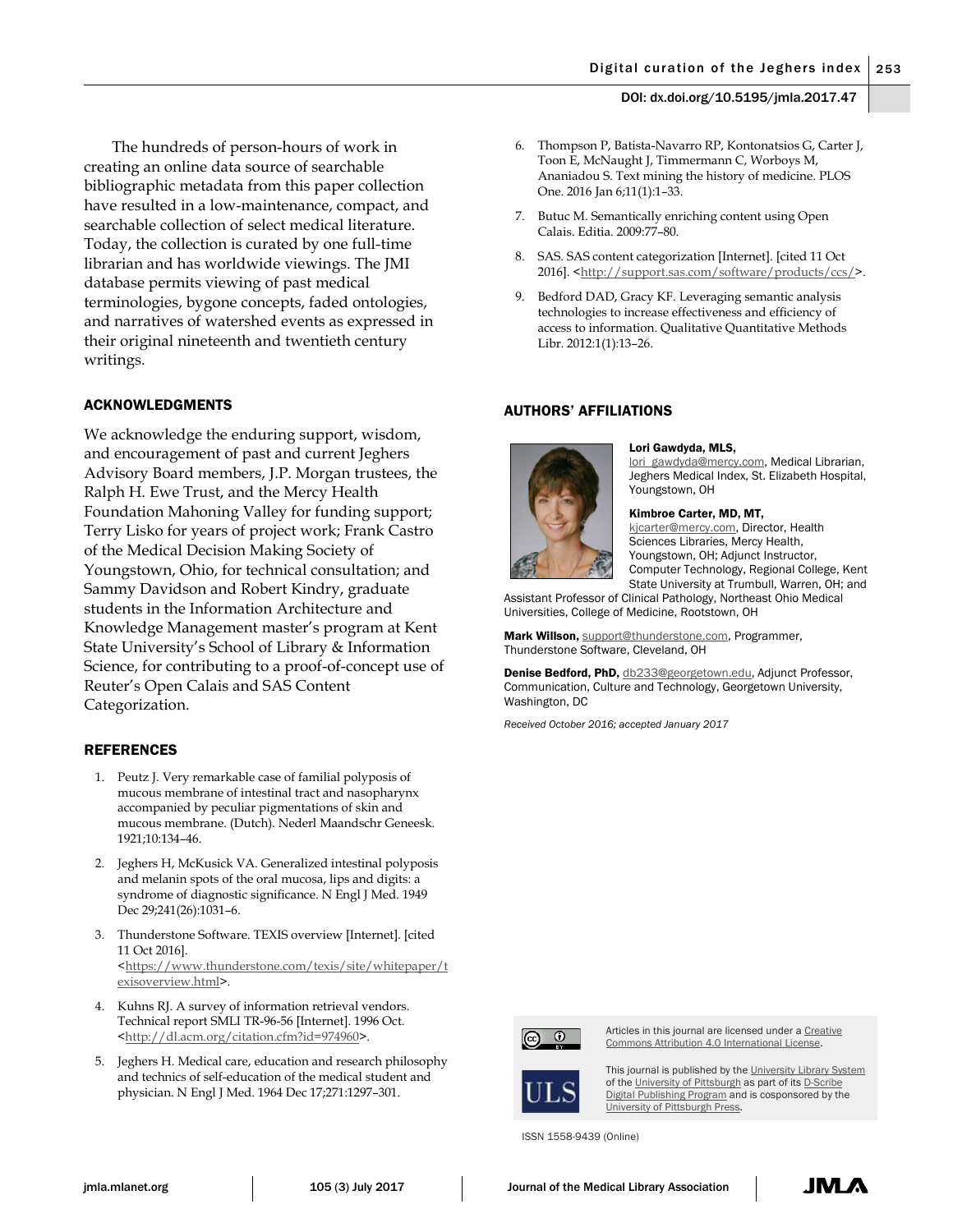The hundreds of person-hours of work in creating an online data source of searchable bibliographic metadata from this paper collection have resulted in a low-maintenance, compact, and searchable collection of select medical literature. Today, the collection is curated by one full-time librarian and has worldwide viewings. The JMI database permits viewing of past medical terminologies, bygone concepts, faded ontologies, and narratives of watershed events as expressed in their original nineteenth and twentieth century writings.

## ACKNOWLEDGMENTS

We acknowledge the enduring support, wisdom, and encouragement of past and current Jeghers Advisory Board members, J.P. Morgan trustees, the Ralph H. Ewe Trust, and the Mercy Health Foundation Mahoning Valley for funding support; Terry Lisko for years of project work; Frank Castro of the Medical Decision Making Society of Youngstown, Ohio, for technical consultation; and Sammy Davidson and Robert Kindry, graduate students in the Information Architecture and Knowledge Management master's program at Kent State University's School of Library & Information Science, for contributing to a proof-of-concept use of Reuter's Open Calais and SAS Content Categorization.

## REFERENCES

1. Peutz J. Very remarkable case of familial polyposis of mucous membrane of intestinal tract and nasopharynx accompanied by peculiar pigmentations of skin and mucous membrane. (Dutch). Nederl Maandschr Geneesk. 1921;10:134–46.
2. Jeghers H, McKusick VA. Generalized intestinal polyposis and melanin spots of the oral mucosa, lips and digits: a syndrome of diagnostic significance. N Engl J Med. 1949 Dec 29;241(26):1031–6.
3. Thunderstone Software. TEXIS overview [Internet]. [cited 11 Oct 2016]. <https://www.thunderstone.com/texis/site/whitepaper/texisoverview.html>.
4. Kuhns RJ. A survey of information retrieval vendors. Technical report SMLI TR-96-56 [Internet]. 1996 Oct. <http://dl.acm.org/citation.cfm?id=974960>.
5. Jeghers H. Medical care, education and research philosophy and technics of self-education of the medical student and physician. N Engl J Med. 1964 Dec 17;271:1297–301.
6. Thompson P, Batista-Navarro RP, Kontonatsios G, Carter J, Toon E, McNaught J, Timmermann C, Worboys M, Ananiadou S. Text mining the history of medicine. PLOS One. 2016 Jan 6;11(1):1–33.
7. Butuc M. Semantically enriching content using Open Calais. Editia. 2009:77–80.
8. SAS. SAS content categorization [Internet]. [cited 11 Oct 2016]. <http://support.sas.com/software/products/ccs/>.
9. Bedford DAD, Gracy KF. Leveraging semantic analysis technologies to increase effectiveness and efficiency of access to information. Qualitative Quantitative Methods Libr. 2012:1(1):13–26.

## AUTHORS' AFFILIATIONS

**Lori Gawdyda, MLS,** lori_gawdyda@mercy.com, Medical Librarian, Jeghers Medical Index, St. Elizabeth Hospital, Youngstown, OH

**Kimbroe Carter, MD, MT,** kjcarter@mercy.com, Director, Health Sciences Libraries, Mercy Health, Youngstown, OH; Adjunct Instructor, Computer Technology, Regional College, Kent State University at Trumbull, Warren, OH; and Assistant Professor of Clinical Pathology, Northeast Ohio Medical Universities, College of Medicine, Rootstown, OH

**Mark Willson,** support@thunderstone.com, Programmer, Thunderstone Software, Cleveland, OH

**Denise Bedford, PhD,** db233@georgetown.edu, Adjunct Professor, Communication, Culture and Technology, Georgetown University, Washington, DC

*Received October 2016; accepted January 2017*

Articles in this journal are licensed under a Creative Commons Attribution 4.0 International License.

This journal is published by the University Library System of the University of Pittsburgh as part of its D-Scribe Digital Publishing Program and is cosponsored by the University of Pittsburgh Press.

ISSN 1558-9439 (Online)